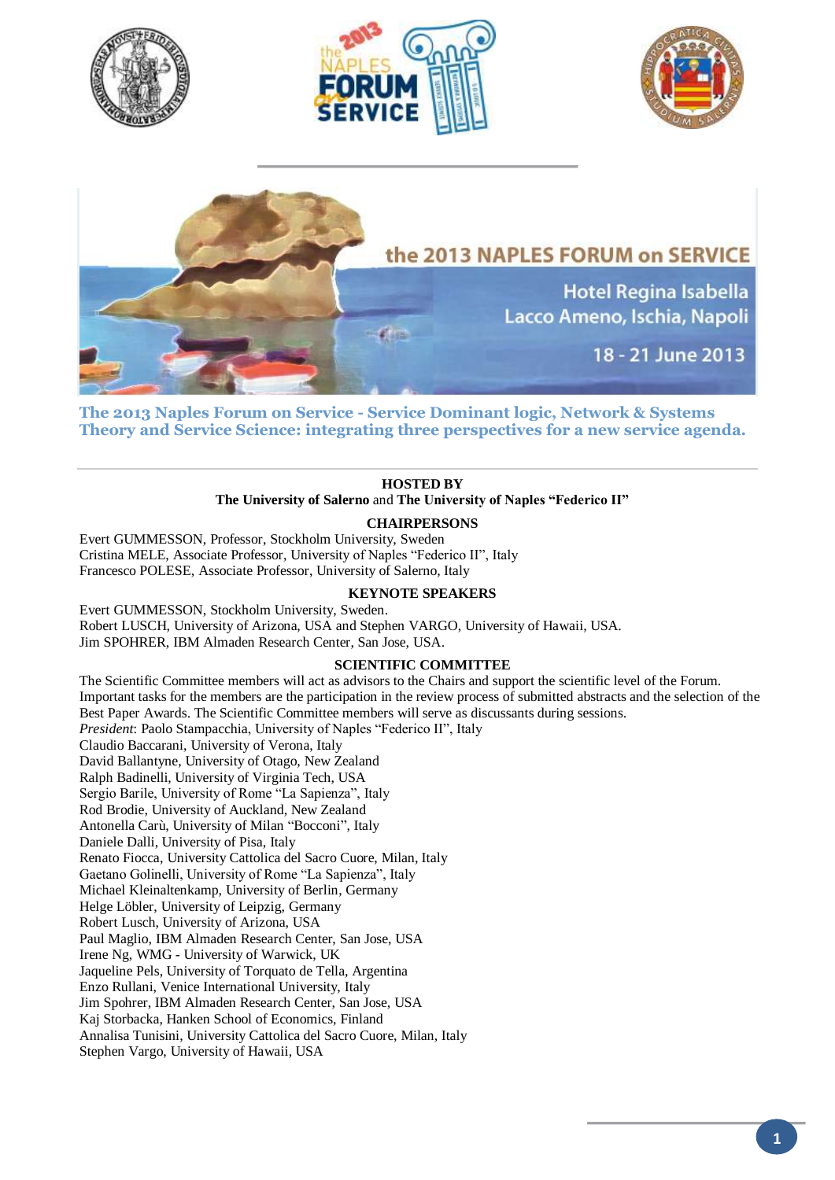the 2013 NAPLES FORUM on SERVICE

Hotel Regina Isabella
Lacco Ameno, Ischia, Napoli

18 - 21 June 2013

# The 2013 Naples Forum on Service - Service Dominant logic, Network & Systems Theory and Service Science: integrating three perspectives for a new service agenda.

---

**HOSTED BY**

**The University of Salerno** and **The University of Naples "Federico II"**

**CHAIRPERSONS**

Evert GUMMESSON, Professor, Stockholm University, Sweden
Cristina MELE, Associate Professor, University of Naples "Federico II", Italy
Francesco POLESE, Associate Professor, University of Salerno, Italy

**KEYNOTE SPEAKERS**

Evert GUMMESSON, Stockholm University, Sweden.
Robert LUSCH, University of Arizona, USA and Stephen VARGO, University of Hawaii, USA.
Jim SPOHRER, IBM Almaden Research Center, San Jose, USA.

**SCIENTIFIC COMMITTEE**

The Scientific Committee members will act as advisors to the Chairs and support the scientific level of the Forum. Important tasks for the members are the participation in the review process of submitted abstracts and the selection of the Best Paper Awards. The Scientific Committee members will serve as discussants during sessions.

*President*: Paolo Stampacchia, University of Naples "Federico II", Italy
Claudio Baccarani, University of Verona, Italy
David Ballantyne, University of Otago, New Zealand
Ralph Badinelli, University of Virginia Tech, USA
Sergio Barile, University of Rome "La Sapienza", Italy
Rod Brodie, University of Auckland, New Zealand
Antonella Carù, University of Milan "Bocconi", Italy
Daniele Dalli, University of Pisa, Italy
Renato Fiocca, University Cattolica del Sacro Cuore, Milan, Italy
Gaetano Golinelli, University of Rome "La Sapienza", Italy
Michael Kleinaltenkamp, University of Berlin, Germany
Helge Löbler, University of Leipzig, Germany
Robert Lusch, University of Arizona, USA
Paul Maglio, IBM Almaden Research Center, San Jose, USA
Irene Ng, WMG - University of Warwick, UK
Jaqueline Pels, University of Torquato de Tella, Argentina
Enzo Rullani, Venice International University, Italy
Jim Spohrer, IBM Almaden Research Center, San Jose, USA
Kaj Storbacka, Hanken School of Economics, Finland
Annalisa Tunisini, University Cattolica del Sacro Cuore, Milan, Italy
Stephen Vargo, University of Hawaii, USA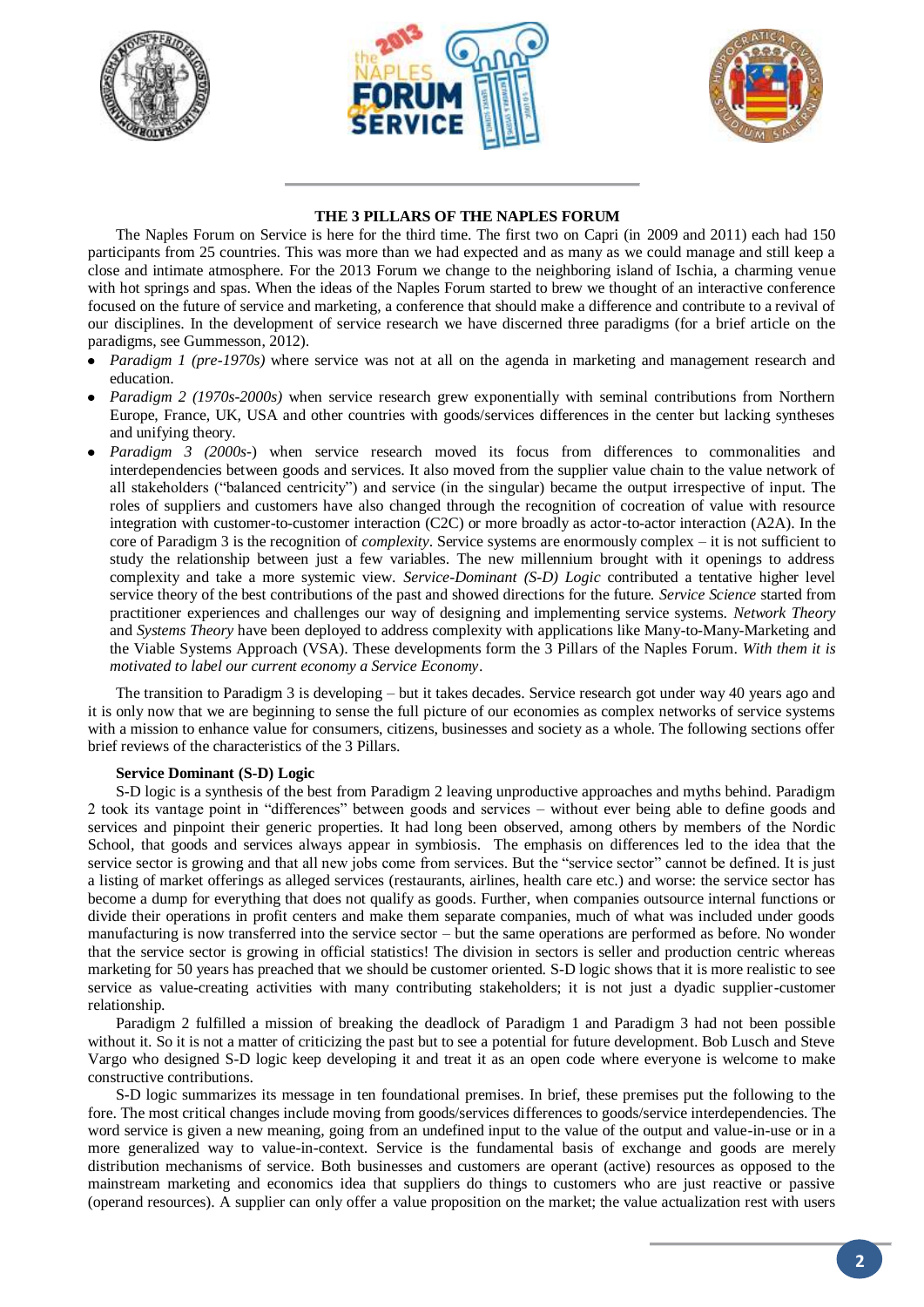## THE 3 PILLARS OF THE NAPLES FORUM

The Naples Forum on Service is here for the third time. The first two on Capri (in 2009 and 2011) each had 150 participants from 25 countries. This was more than we had expected and as many as we could manage and still keep a close and intimate atmosphere. For the 2013 Forum we change to the neighboring island of Ischia, a charming venue with hot springs and spas. When the ideas of the Naples Forum started to brew we thought of an interactive conference focused on the future of service and marketing, a conference that should make a difference and contribute to a revival of our disciplines. In the development of service research we have discerned three paradigms (for a brief article on the paradigms, see Gummesson, 2012).

- *Paradigm 1 (pre-1970s)* where service was not at all on the agenda in marketing and management research and education.
- *Paradigm 2 (1970s-2000s)* when service research grew exponentially with seminal contributions from Northern Europe, France, UK, USA and other countries with goods/services differences in the center but lacking syntheses and unifying theory.
- *Paradigm 3 (2000s-)* when service research moved its focus from differences to commonalities and interdependencies between goods and services. It also moved from the supplier value chain to the value network of all stakeholders ("balanced centricity") and service (in the singular) became the output irrespective of input. The roles of suppliers and customers have also changed through the recognition of cocreation of value with resource integration with customer-to-customer interaction (C2C) or more broadly as actor-to-actor interaction (A2A). In the core of Paradigm 3 is the recognition of *complexity*. Service systems are enormously complex – it is not sufficient to study the relationship between just a few variables. The new millennium brought with it openings to address complexity and take a more systemic view. *Service-Dominant (S-D) Logic* contributed a tentative higher level service theory of the best contributions of the past and showed directions for the future. *Service Science* started from practitioner experiences and challenges our way of designing and implementing service systems. *Network Theory* and *Systems Theory* have been deployed to address complexity with applications like Many-to-Many-Marketing and the Viable Systems Approach (VSA). These developments form the 3 Pillars of the Naples Forum. *With them it is motivated to label our current economy a Service Economy*.

The transition to Paradigm 3 is developing – but it takes decades. Service research got under way 40 years ago and it is only now that we are beginning to sense the full picture of our economies as complex networks of service systems with a mission to enhance value for consumers, citizens, businesses and society as a whole. The following sections offer brief reviews of the characteristics of the 3 Pillars.

### Service Dominant (S-D) Logic

S-D logic is a synthesis of the best from Paradigm 2 leaving unproductive approaches and myths behind. Paradigm 2 took its vantage point in "differences" between goods and services – without ever being able to define goods and services and pinpoint their generic properties. It had long been observed, among others by members of the Nordic School, that goods and services always appear in symbiosis. The emphasis on differences led to the idea that the service sector is growing and that all new jobs come from services. But the "service sector" cannot be defined. It is just a listing of market offerings as alleged services (restaurants, airlines, health care etc.) and worse: the service sector has become a dump for everything that does not qualify as goods. Further, when companies outsource internal functions or divide their operations in profit centers and make them separate companies, much of what was included under goods manufacturing is now transferred into the service sector – but the same operations are performed as before. No wonder that the service sector is growing in official statistics! The division in sectors is seller and production centric whereas marketing for 50 years has preached that we should be customer oriented. S-D logic shows that it is more realistic to see service as value-creating activities with many contributing stakeholders; it is not just a dyadic supplier-customer relationship.

Paradigm 2 fulfilled a mission of breaking the deadlock of Paradigm 1 and Paradigm 3 had not been possible without it. So it is not a matter of criticizing the past but to see a potential for future development. Bob Lusch and Steve Vargo who designed S-D logic keep developing it and treat it as an open code where everyone is welcome to make constructive contributions.

S-D logic summarizes its message in ten foundational premises. In brief, these premises put the following to the fore. The most critical changes include moving from goods/services differences to goods/service interdependencies. The word service is given a new meaning, going from an undefined input to the value of the output and value-in-use or in a more generalized way to value-in-context. Service is the fundamental basis of exchange and goods are merely distribution mechanisms of service. Both businesses and customers are operant (active) resources as opposed to the mainstream marketing and economics idea that suppliers do things to customers who are just reactive or passive (operand resources). A supplier can only offer a value proposition on the market; the value actualization rest with users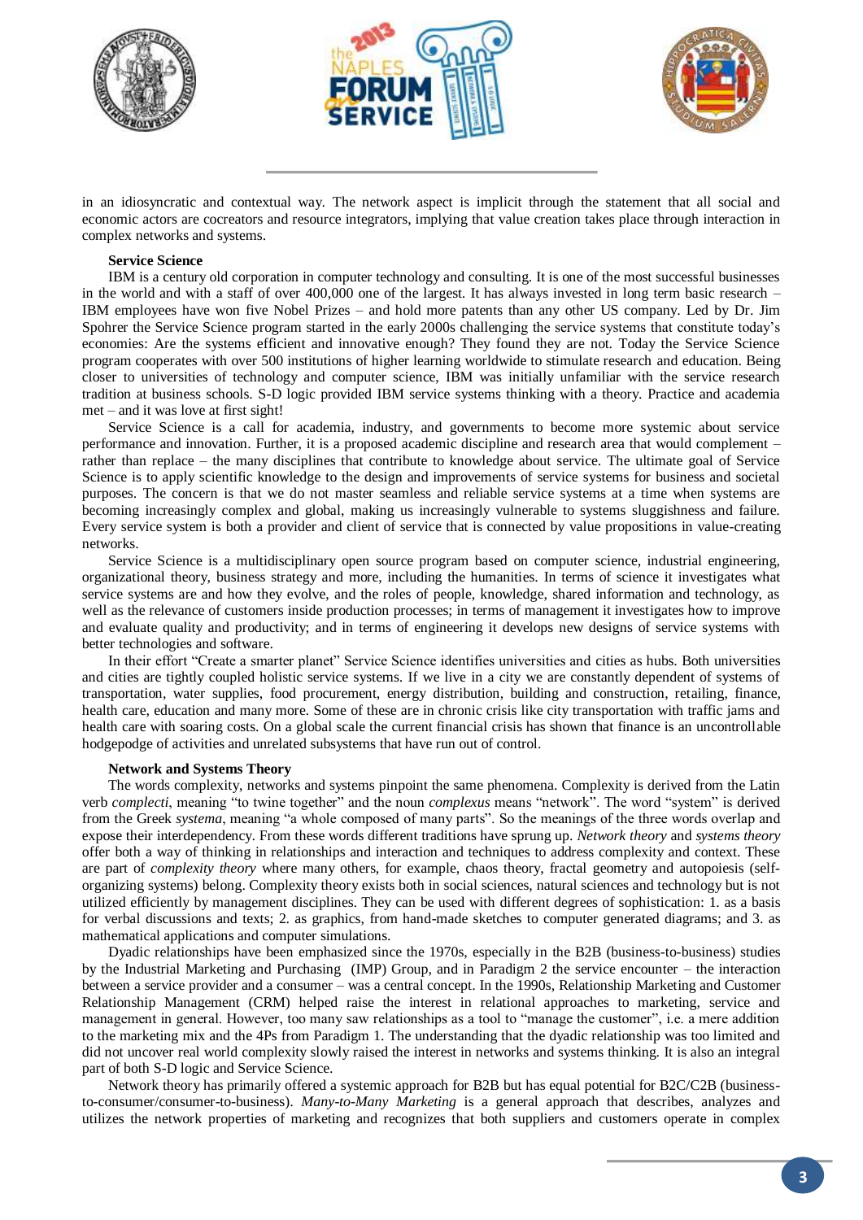in an idiosyncratic and contextual way. The network aspect is implicit through the statement that all social and economic actors are cocreators and resource integrators, implying that value creation takes place through interaction in complex networks and systems.

**Service Science**

IBM is a century old corporation in computer technology and consulting. It is one of the most successful businesses in the world and with a staff of over 400,000 one of the largest. It has always invested in long term basic research – IBM employees have won five Nobel Prizes – and hold more patents than any other US company. Led by Dr. Jim Spohrer the Service Science program started in the early 2000s challenging the service systems that constitute today's economies: Are the systems efficient and innovative enough? They found they are not. Today the Service Science program cooperates with over 500 institutions of higher learning worldwide to stimulate research and education. Being closer to universities of technology and computer science, IBM was initially unfamiliar with the service research tradition at business schools. S-D logic provided IBM service systems thinking with a theory. Practice and academia met – and it was love at first sight!

Service Science is a call for academia, industry, and governments to become more systemic about service performance and innovation. Further, it is a proposed academic discipline and research area that would complement – rather than replace – the many disciplines that contribute to knowledge about service. The ultimate goal of Service Science is to apply scientific knowledge to the design and improvements of service systems for business and societal purposes. The concern is that we do not master seamless and reliable service systems at a time when systems are becoming increasingly complex and global, making us increasingly vulnerable to systems sluggishness and failure. Every service system is both a provider and client of service that is connected by value propositions in value-creating networks.

Service Science is a multidisciplinary open source program based on computer science, industrial engineering, organizational theory, business strategy and more, including the humanities. In terms of science it investigates what service systems are and how they evolve, and the roles of people, knowledge, shared information and technology, as well as the relevance of customers inside production processes; in terms of management it investigates how to improve and evaluate quality and productivity; and in terms of engineering it develops new designs of service systems with better technologies and software.

In their effort "Create a smarter planet" Service Science identifies universities and cities as hubs. Both universities and cities are tightly coupled holistic service systems. If we live in a city we are constantly dependent of systems of transportation, water supplies, food procurement, energy distribution, building and construction, retailing, finance, health care, education and many more. Some of these are in chronic crisis like city transportation with traffic jams and health care with soaring costs. On a global scale the current financial crisis has shown that finance is an uncontrollable hodgepodge of activities and unrelated subsystems that have run out of control.

**Network and Systems Theory**

The words complexity, networks and systems pinpoint the same phenomena. Complexity is derived from the Latin verb *complecti*, meaning "to twine together" and the noun *complexus* means "network". The word "system" is derived from the Greek *systema*, meaning "a whole composed of many parts". So the meanings of the three words overlap and expose their interdependency. From these words different traditions have sprung up. *Network theory* and *systems theory* offer both a way of thinking in relationships and interaction and techniques to address complexity and context. These are part of *complexity theory* where many others, for example, chaos theory, fractal geometry and autopoiesis (self-organizing systems) belong. Complexity theory exists both in social sciences, natural sciences and technology but is not utilized efficiently by management disciplines. They can be used with different degrees of sophistication: 1. as a basis for verbal discussions and texts; 2. as graphics, from hand-made sketches to computer generated diagrams; and 3. as mathematical applications and computer simulations.

Dyadic relationships have been emphasized since the 1970s, especially in the B2B (business-to-business) studies by the Industrial Marketing and Purchasing (IMP) Group, and in Paradigm 2 the service encounter – the interaction between a service provider and a consumer – was a central concept. In the 1990s, Relationship Marketing and Customer Relationship Management (CRM) helped raise the interest in relational approaches to marketing, service and management in general. However, too many saw relationships as a tool to "manage the customer", i.e. a mere addition to the marketing mix and the 4Ps from Paradigm 1. The understanding that the dyadic relationship was too limited and did not uncover real world complexity slowly raised the interest in networks and systems thinking. It is also an integral part of both S-D logic and Service Science.

Network theory has primarily offered a systemic approach for B2B but has equal potential for B2C/C2B (business-to-consumer/consumer-to-business). *Many-to-Many Marketing* is a general approach that describes, analyzes and utilizes the network properties of marketing and recognizes that both suppliers and customers operate in complex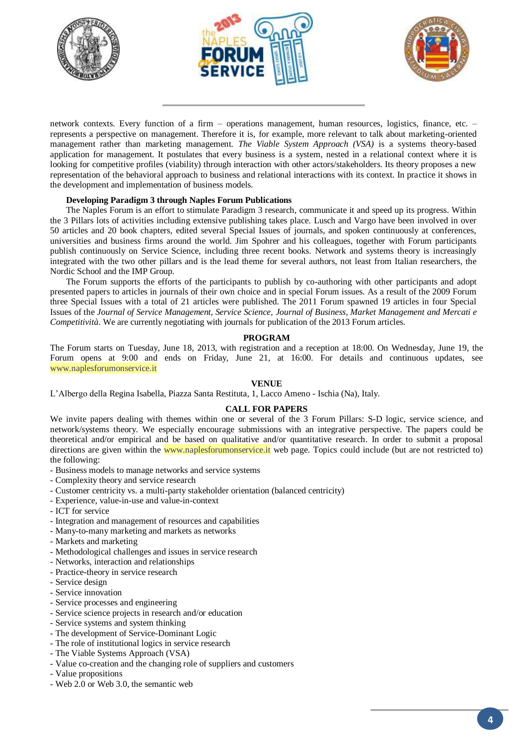network contexts. Every function of a firm – operations management, human resources, logistics, finance, etc. – represents a perspective on management. Therefore it is, for example, more relevant to talk about marketing-oriented management rather than marketing management. *The Viable System Approach (VSA)* is a systems theory-based application for management. It postulates that every business is a system, nested in a relational context where it is looking for competitive profiles (viability) through interaction with other actors/stakeholders. Its theory proposes a new representation of the behavioral approach to business and relational interactions with its context. In practice it shows in the development and implementation of business models.

**Developing Paradigm 3 through Naples Forum Publications**

The Naples Forum is an effort to stimulate Paradigm 3 research, communicate it and speed up its progress. Within the 3 Pillars lots of activities including extensive publishing takes place. Lusch and Vargo have been involved in over 50 articles and 20 book chapters, edited several Special Issues of journals, and spoken continuously at conferences, universities and business firms around the world. Jim Spohrer and his colleagues, together with Forum participants publish continuously on Service Science, including three recent books. Network and systems theory is increasingly integrated with the two other pillars and is the lead theme for several authors, not least from Italian researchers, the Nordic School and the IMP Group.

The Forum supports the efforts of the participants to publish by co-authoring with other participants and adopt presented papers to articles in journals of their own choice and in special Forum issues. As a result of the 2009 Forum three Special Issues with a total of 21 articles were published. The 2011 Forum spawned 19 articles in four Special Issues of the *Journal of Service Management, Service Science, Journal of Business, Market Management and Mercati e Competitività*. We are currently negotiating with journals for publication of the 2013 Forum articles.

## PROGRAM

The Forum starts on Tuesday, June 18, 2013, with registration and a reception at 18:00. On Wednesday, June 19, the Forum opens at 9:00 and ends on Friday, June 21, at 16:00. For details and continuous updates, see www.naplesforumonservice.it

## VENUE

L'Albergo della Regina Isabella, Piazza Santa Restituta, 1, Lacco Ameno - Ischia (Na), Italy.

## CALL FOR PAPERS

We invite papers dealing with themes within one or several of the 3 Forum Pillars: S-D logic, service science, and network/systems theory. We especially encourage submissions with an integrative perspective. The papers could be theoretical and/or empirical and be based on qualitative and/or quantitative research. In order to submit a proposal directions are given within the www.naplesforumonservice.it web page. Topics could include (but are not restricted to) the following:

- Business models to manage networks and service systems
- Complexity theory and service research
- Customer centricity vs. a multi-party stakeholder orientation (balanced centricity)
- Experience, value-in-use and value-in-context
- ICT for service
- Integration and management of resources and capabilities
- Many-to-many marketing and markets as networks
- Markets and marketing
- Methodological challenges and issues in service research
- Networks, interaction and relationships
- Practice-theory in service research
- Service design
- Service innovation
- Service processes and engineering
- Service science projects in research and/or education
- Service systems and system thinking
- The development of Service-Dominant Logic
- The role of institutional logics in service research
- The Viable Systems Approach (VSA)
- Value co-creation and the changing role of suppliers and customers
- Value propositions
- Web 2.0 or Web 3.0, the semantic web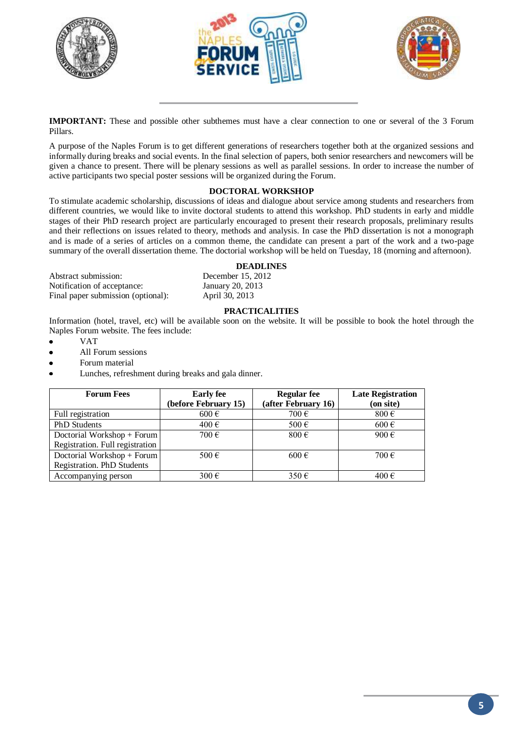**IMPORTANT:** These and possible other subthemes must have a clear connection to one or several of the 3 Forum Pillars.

A purpose of the Naples Forum is to get different generations of researchers together both at the organized sessions and informally during breaks and social events. In the final selection of papers, both senior researchers and newcomers will be given a chance to present. There will be plenary sessions as well as parallel sessions. In order to increase the number of active participants two special poster sessions will be organized during the Forum.

## DOCTORAL WORKSHOP

To stimulate academic scholarship, discussions of ideas and dialogue about service among students and researchers from different countries, we would like to invite doctoral students to attend this workshop. PhD students in early and middle stages of their PhD research project are particularly encouraged to present their research proposals, preliminary results and their reflections on issues related to theory, methods and analysis. In case the PhD dissertation is not a monograph and is made of a series of articles on a common theme, the candidate can present a part of the work and a two-page summary of the overall dissertation theme. The doctorial workshop will be held on Tuesday, 18 (morning and afternoon).

## DEADLINES

| | |
|---|---|
| Abstract submission: | December 15, 2012 |
| Notification of acceptance: | January 20, 2013 |
| Final paper submission (optional): | April 30, 2013 |

## PRACTICALITIES

Information (hotel, travel, etc) will be available soon on the website. It will be possible to book the hotel through the Naples Forum website. The fees include:

- VAT
- All Forum sessions
- Forum material
- Lunches, refreshment during breaks and gala dinner.

| Forum Fees | Early fee (before February 15) | Regular fee (after February 16) | Late Registration (on site) |
|---|---|---|---|
| Full registration | 600 € | 700 € | 800 € |
| PhD Students | 400 € | 500 € | 600 € |
| Doctorial Workshop + Forum Registration. Full registration | 700 € | 800 € | 900 € |
| Doctorial Workshop + Forum Registration. PhD Students | 500 € | 600 € | 700 € |
| Accompanying person | 300 € | 350 € | 400 € |